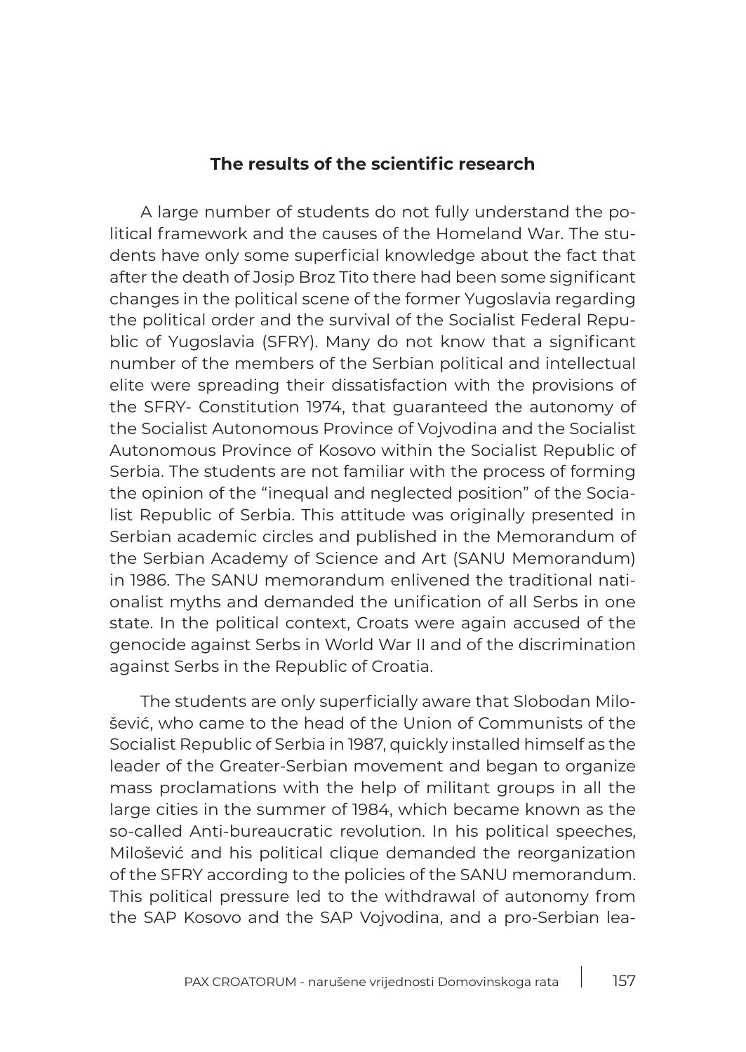## The results of the scientific research

A large number of students do not fully understand the political framework and the causes of the Homeland War. The students have only some superficial knowledge about the fact that after the death of Josip Broz Tito there had been some significant changes in the political scene of the former Yugoslavia regarding the political order and the survival of the Socialist Federal Republic of Yugoslavia (SFRY). Many do not know that a significant number of the members of the Serbian political and intellectual elite were spreading their dissatisfaction with the provisions of the SFRY- Constitution 1974, that guaranteed the autonomy of the Socialist Autonomous Province of Vojvodina and the Socialist Autonomous Province of Kosovo within the Socialist Republic of Serbia. The students are not familiar with the process of forming the opinion of the "inequal and neglected position" of the Socialist Republic of Serbia. This attitude was originally presented in Serbian academic circles and published in the Memorandum of the Serbian Academy of Science and Art (SANU Memorandum) in 1986. The SANU memorandum enlivened the traditional nationalist myths and demanded the unification of all Serbs in one state. In the political context, Croats were again accused of the genocide against Serbs in World War II and of the discrimination against Serbs in the Republic of Croatia.

The students are only superficially aware that Slobodan Milošević, who came to the head of the Union of Communists of the Socialist Republic of Serbia in 1987, quickly installed himself as the leader of the Greater-Serbian movement and began to organize mass proclamations with the help of militant groups in all the large cities in the summer of 1984, which became known as the so-called Anti-bureaucratic revolution. In his political speeches, Milošević and his political clique demanded the reorganization of the SFRY according to the policies of the SANU memorandum. This political pressure led to the withdrawal of autonomy from the SAP Kosovo and the SAP Vojvodina, and a pro-Serbian lea-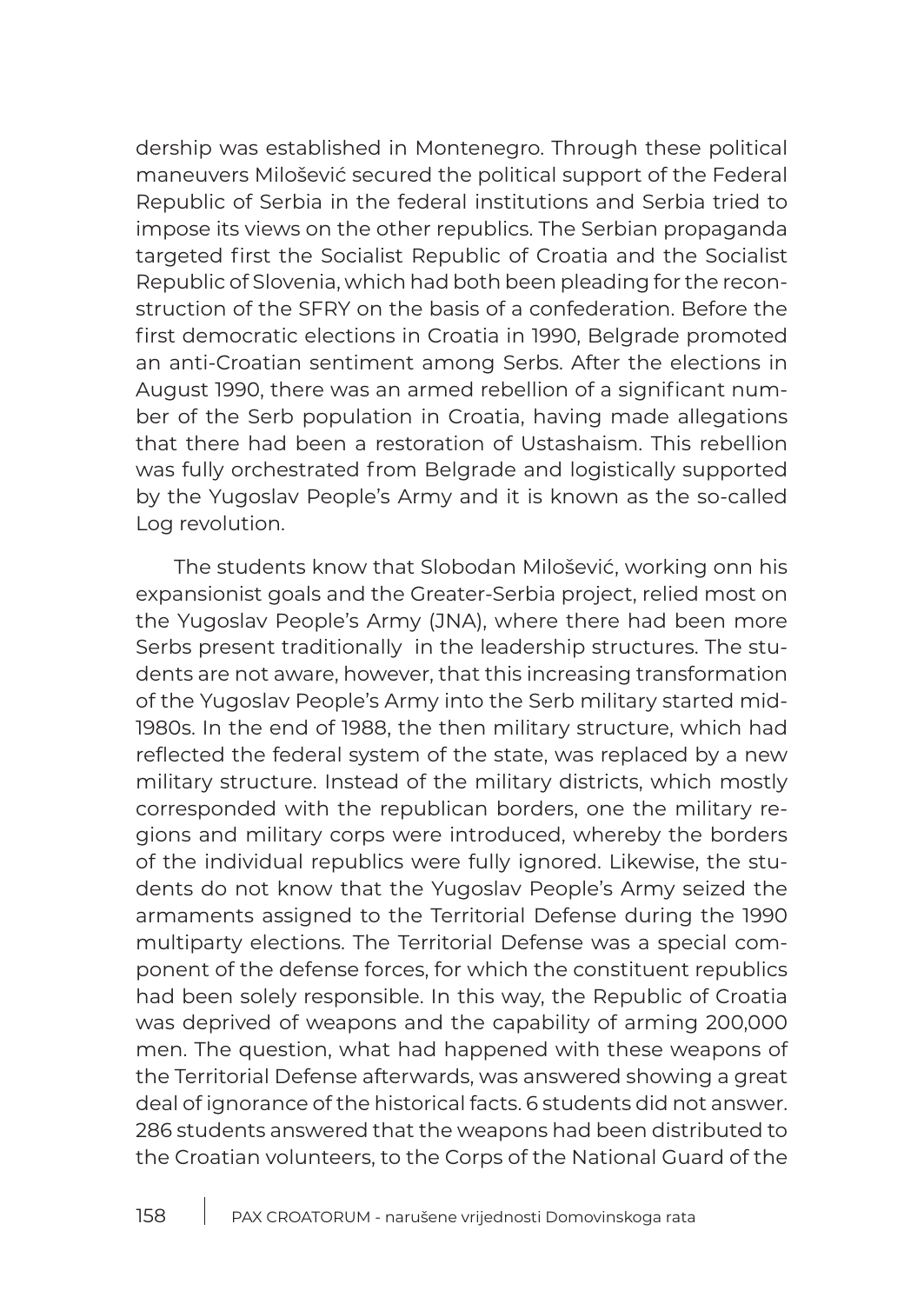dership was established in Montenegro. Through these political maneuvers Milošević secured the political support of the Federal Republic of Serbia in the federal institutions and Serbia tried to impose its views on the other republics. The Serbian propaganda targeted first the Socialist Republic of Croatia and the Socialist Republic of Slovenia, which had both been pleading for the reconstruction of the SFRY on the basis of a confederation. Before the first democratic elections in Croatia in 1990, Belgrade promoted an anti-Croatian sentiment among Serbs. After the elections in August 1990, there was an armed rebellion of a significant number of the Serb population in Croatia, having made allegations that there had been a restoration of Ustashaism. This rebellion was fully orchestrated from Belgrade and logistically supported by the Yugoslav People's Army and it is known as the so-called Log revolution.

The students know that Slobodan Milošević, working onn his expansionist goals and the Greater-Serbia project, relied most on the Yugoslav People's Army (JNA), where there had been more Serbs present traditionally in the leadership structures. The students are not aware, however, that this increasing transformation of the Yugoslav People's Army into the Serb military started mid-1980s. In the end of 1988, the then military structure, which had reflected the federal system of the state, was replaced by a new military structure. Instead of the military districts, which mostly corresponded with the republican borders, one the military regions and military corps were introduced, whereby the borders of the individual republics were fully ignored. Likewise, the students do not know that the Yugoslav People's Army seized the armaments assigned to the Territorial Defense during the 1990 multiparty elections. The Territorial Defense was a special component of the defense forces, for which the constituent republics had been solely responsible. In this way, the Republic of Croatia was deprived of weapons and the capability of arming 200,000 men. The question, what had happened with these weapons of the Territorial Defense afterwards, was answered showing a great deal of ignorance of the historical facts. 6 students did not answer. 286 students answered that the weapons had been distributed to the Croatian volunteers, to the Corps of the National Guard of the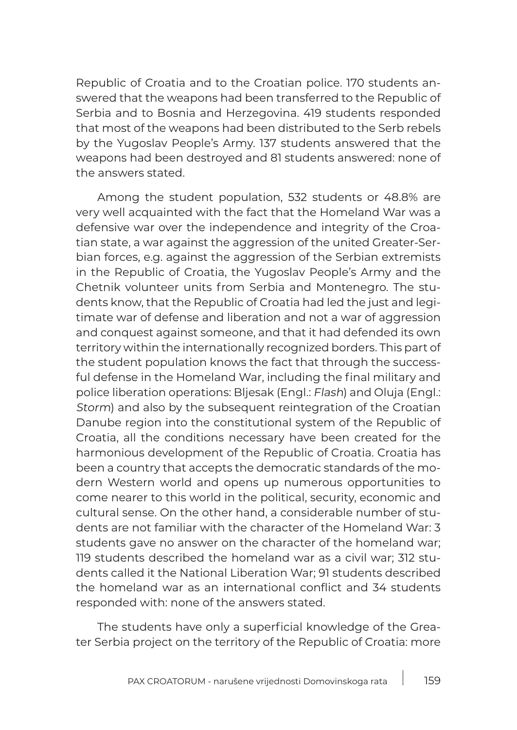Republic of Croatia and to the Croatian police. 170 students answered that the weapons had been transferred to the Republic of Serbia and to Bosnia and Herzegovina. 419 students responded that most of the weapons had been distributed to the Serb rebels by the Yugoslav People's Army. 137 students answered that the weapons had been destroyed and 81 students answered: none of the answers stated.

Among the student population, 532 students or 48.8% are very well acquainted with the fact that the Homeland War was a defensive war over the independence and integrity of the Croatian state, a war against the aggression of the united Greater-Serbian forces, e.g. against the aggression of the Serbian extremists in the Republic of Croatia, the Yugoslav People's Army and the Chetnik volunteer units from Serbia and Montenegro. The students know, that the Republic of Croatia had led the just and legitimate war of defense and liberation and not a war of aggression and conquest against someone, and that it had defended its own territory within the internationally recognized borders. This part of the student population knows the fact that through the successful defense in the Homeland War, including the final military and police liberation operations: Bljesak (Engl.: *Flash*) and Oluja (Engl.: *Storm*) and also by the subsequent reintegration of the Croatian Danube region into the constitutional system of the Republic of Croatia, all the conditions necessary have been created for the harmonious development of the Republic of Croatia. Croatia has been a country that accepts the democratic standards of the modern Western world and opens up numerous opportunities to come nearer to this world in the political, security, economic and cultural sense. On the other hand, a considerable number of students are not familiar with the character of the Homeland War: 3 students gave no answer on the character of the homeland war; 119 students described the homeland war as a civil war; 312 students called it the National Liberation War; 91 students described the homeland war as an international conflict and 34 students responded with: none of the answers stated.

The students have only a superficial knowledge of the Greater Serbia project on the territory of the Republic of Croatia: more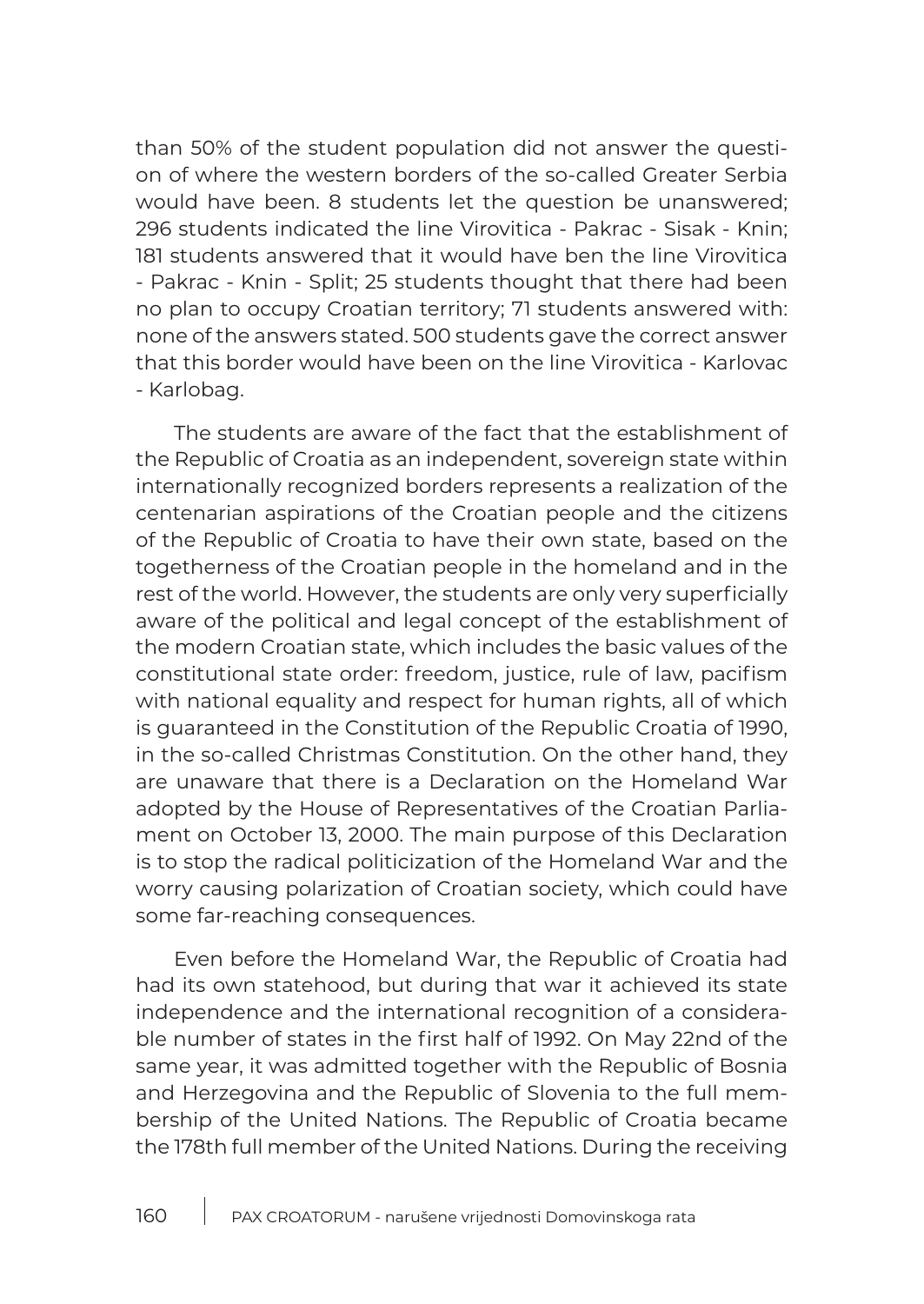than 50% of the student population did not answer the question of where the western borders of the so-called Greater Serbia would have been. 8 students let the question be unanswered; 296 students indicated the line Virovitica - Pakrac - Sisak - Knin; 181 students answered that it would have ben the line Virovitica - Pakrac - Knin - Split; 25 students thought that there had been no plan to occupy Croatian territory; 71 students answered with: none of the answers stated. 500 students gave the correct answer that this border would have been on the line Virovitica - Karlovac - Karlobag.

The students are aware of the fact that the establishment of the Republic of Croatia as an independent, sovereign state within internationally recognized borders represents a realization of the centenarian aspirations of the Croatian people and the citizens of the Republic of Croatia to have their own state, based on the togetherness of the Croatian people in the homeland and in the rest of the world. However, the students are only very superficially aware of the political and legal concept of the establishment of the modern Croatian state, which includes the basic values of the constitutional state order: freedom, justice, rule of law, pacifism with national equality and respect for human rights, all of which is guaranteed in the Constitution of the Republic Croatia of 1990, in the so-called Christmas Constitution. On the other hand, they are unaware that there is a Declaration on the Homeland War adopted by the House of Representatives of the Croatian Parliament on October 13, 2000. The main purpose of this Declaration is to stop the radical politicization of the Homeland War and the worry causing polarization of Croatian society, which could have some far-reaching consequences.

Even before the Homeland War, the Republic of Croatia had had its own statehood, but during that war it achieved its state independence and the international recognition of a considerable number of states in the first half of 1992. On May 22nd of the same year, it was admitted together with the Republic of Bosnia and Herzegovina and the Republic of Slovenia to the full membership of the United Nations. The Republic of Croatia became the 178th full member of the United Nations. During the receiving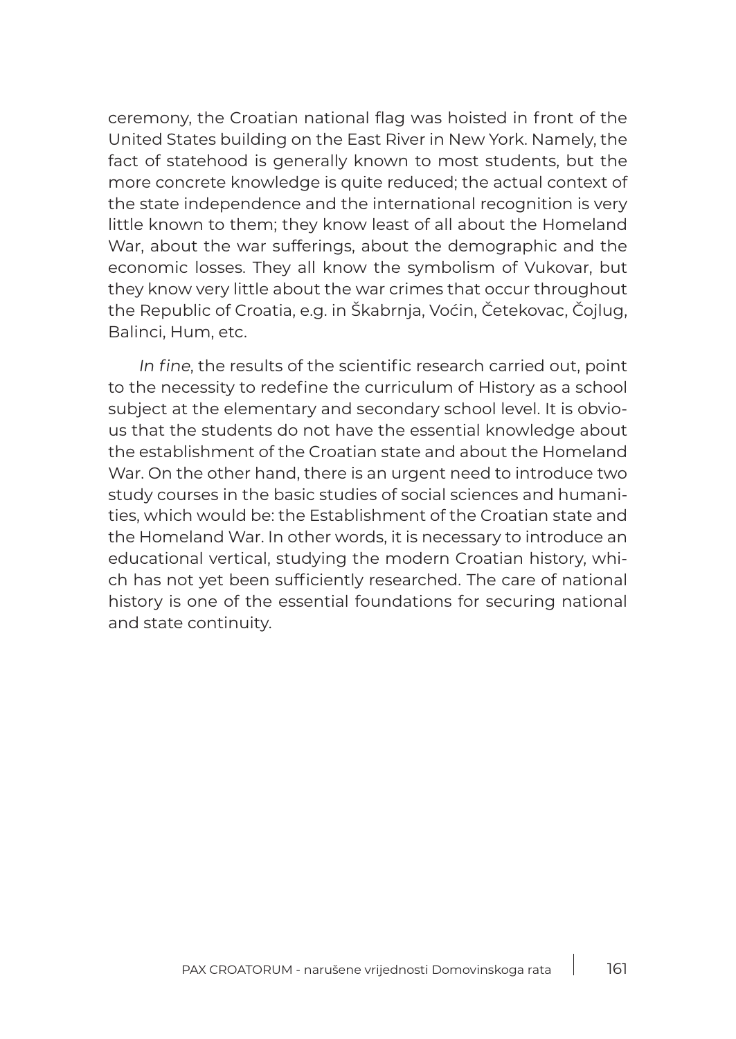ceremony, the Croatian national flag was hoisted in front of the United States building on the East River in New York. Namely, the fact of statehood is generally known to most students, but the more concrete knowledge is quite reduced; the actual context of the state independence and the international recognition is very little known to them; they know least of all about the Homeland War, about the war sufferings, about the demographic and the economic losses. They all know the symbolism of Vukovar, but they know very little about the war crimes that occur throughout the Republic of Croatia, e.g. in Škabrnja, Voćin, Četekovac, Čojlug, Balinci, Hum, etc.

*In fine*, the results of the scientific research carried out, point to the necessity to redefine the curriculum of History as a school subject at the elementary and secondary school level. It is obvious that the students do not have the essential knowledge about the establishment of the Croatian state and about the Homeland War. On the other hand, there is an urgent need to introduce two study courses in the basic studies of social sciences and humanities, which would be: the Establishment of the Croatian state and the Homeland War. In other words, it is necessary to introduce an educational vertical, studying the modern Croatian history, which has not yet been sufficiently researched. The care of national history is one of the essential foundations for securing national and state continuity.